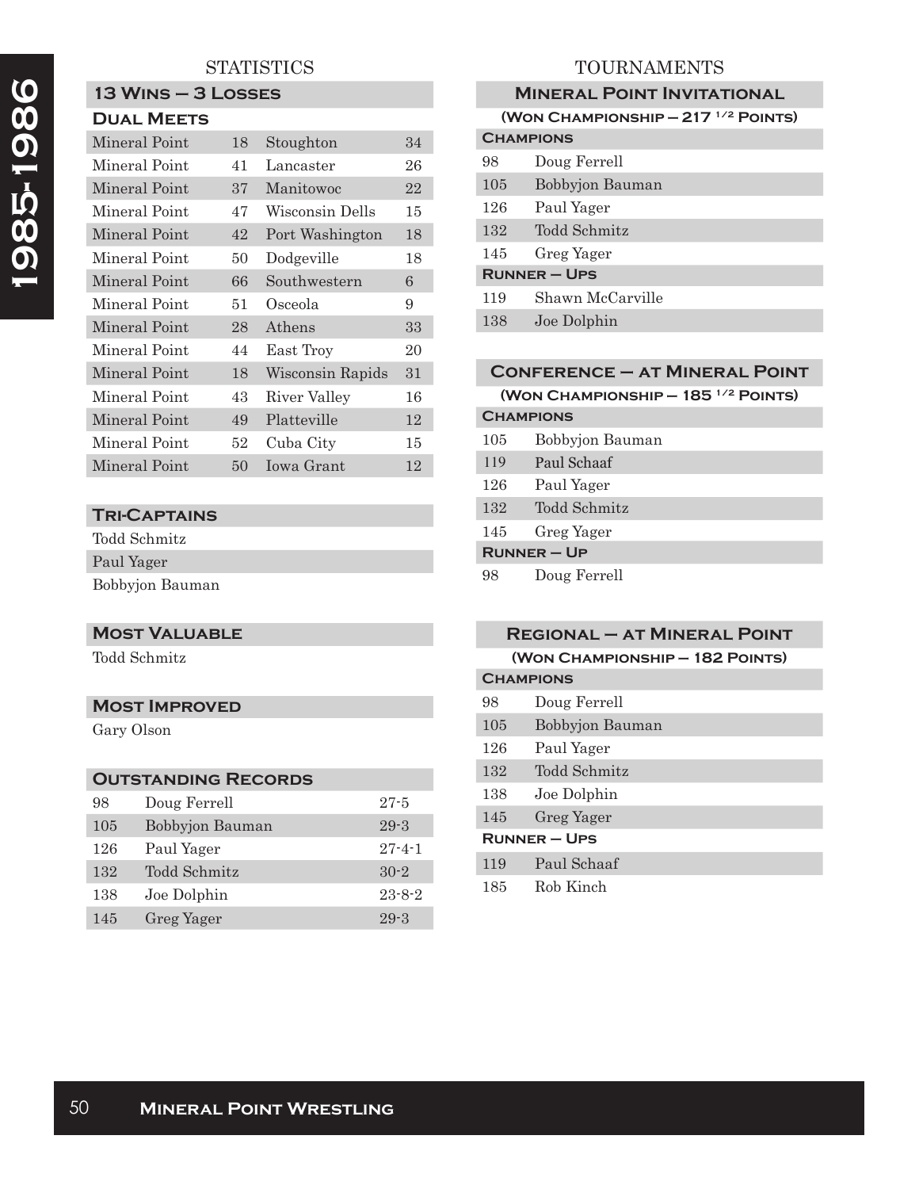# 1985-1986

## STATISTICS

### 13 Wins – 3 Losses

#### Dual Meets

| | | | |
|---|---|---|---|
| Mineral Point | 18 | Stoughton | 34 |
| Mineral Point | 41 | Lancaster | 26 |
| Mineral Point | 37 | Manitowoc | 22 |
| Mineral Point | 47 | Wisconsin Dells | 15 |
| Mineral Point | 42 | Port Washington | 18 |
| Mineral Point | 50 | Dodgeville | 18 |
| Mineral Point | 66 | Southwestern | 6 |
| Mineral Point | 51 | Osceola | 9 |
| Mineral Point | 28 | Athens | 33 |
| Mineral Point | 44 | East Troy | 20 |
| Mineral Point | 18 | Wisconsin Rapids | 31 |
| Mineral Point | 43 | River Valley | 16 |
| Mineral Point | 49 | Platteville | 12 |
| Mineral Point | 52 | Cuba City | 15 |
| Mineral Point | 50 | Iowa Grant | 12 |

### Tri-Captains

Todd Schmitz
Paul Yager
Bobbyjon Bauman

### Most Valuable

Todd Schmitz

### Most Improved

Gary Olson

### Outstanding Records

| | | |
|---|---|---|
| 98 | Doug Ferrell | 27-5 |
| 105 | Bobbyjon Bauman | 29-3 |
| 126 | Paul Yager | 27-4-1 |
| 132 | Todd Schmitz | 30-2 |
| 138 | Joe Dolphin | 23-8-2 |
| 145 | Greg Yager | 29-3 |

## TOURNAMENTS

### Mineral Point Invitational

**(Won Championship – 217 1/2 Points)**

#### Champions

| | |
|---|---|
| 98 | Doug Ferrell |
| 105 | Bobbyjon Bauman |
| 126 | Paul Yager |
| 132 | Todd Schmitz |
| 145 | Greg Yager |

#### Runner – Ups

| | |
|---|---|
| 119 | Shawn McCarville |
| 138 | Joe Dolphin |

### Conference – at Mineral Point

**(Won Championship – 185 1/2 Points)**

#### Champions

| | |
|---|---|
| 105 | Bobbyjon Bauman |
| 119 | Paul Schaaf |
| 126 | Paul Yager |
| 132 | Todd Schmitz |
| 145 | Greg Yager |

#### Runner – Up

| | |
|---|---|
| 98 | Doug Ferrell |

### Regional – at Mineral Point

**(Won Championship – 182 Points)**

#### Champions

| | |
|---|---|
| 98 | Doug Ferrell |
| 105 | Bobbyjon Bauman |
| 126 | Paul Yager |
| 132 | Todd Schmitz |
| 138 | Joe Dolphin |
| 145 | Greg Yager |

#### Runner – Ups

| | |
|---|---|
| 119 | Paul Schaaf |
| 185 | Rob Kinch |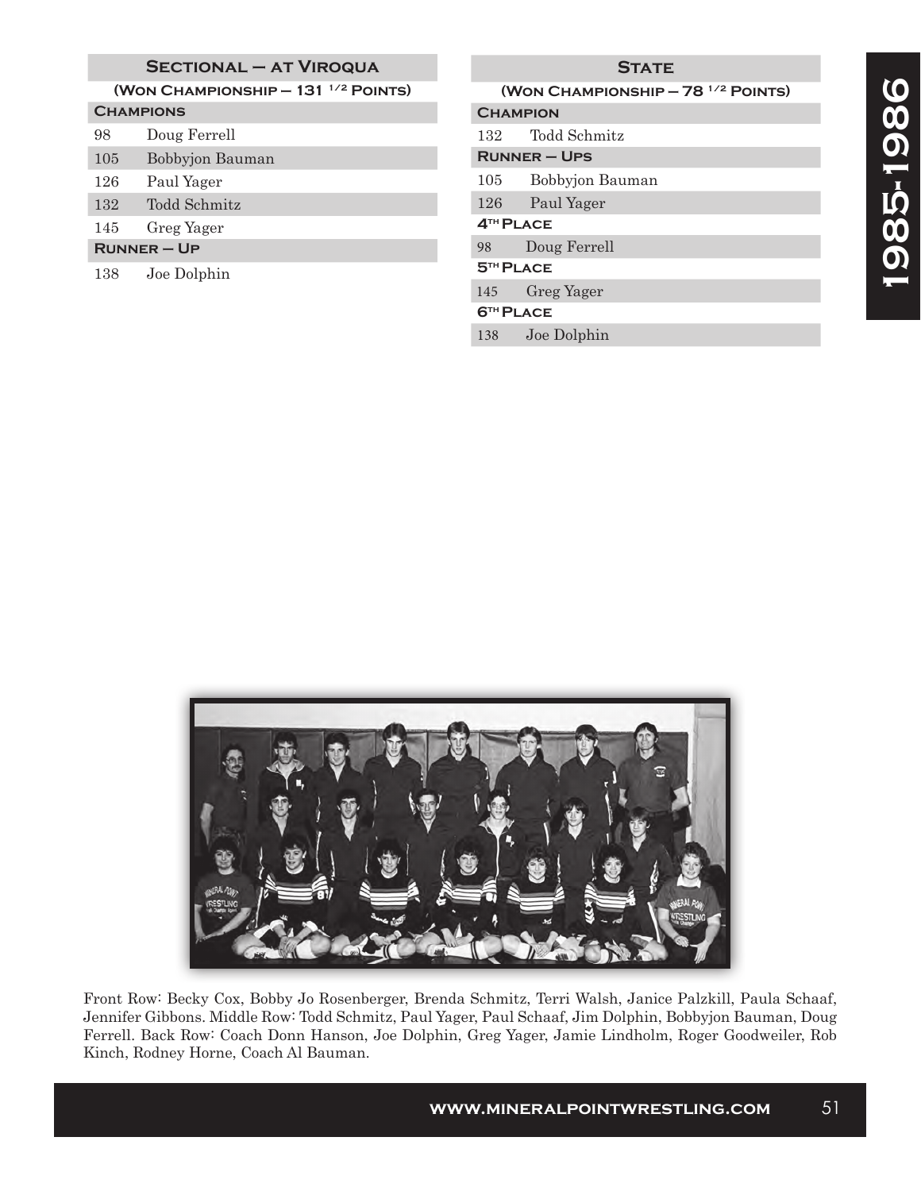# 1985-1986

## Sectional – at Viroqua

**(Won Championship – 131 1/2 Points)**

| | |
|---|---|
| **Champions** | |
| 98 | Doug Ferrell |
| 105 | Bobbyjon Bauman |
| 126 | Paul Yager |
| 132 | Todd Schmitz |
| 145 | Greg Yager |
| **Runner – Up** | |
| 138 | Joe Dolphin |

## State

**(Won Championship – 78 1/2 Points)**

| | |
|---|---|
| **Champion** | |
| 132 | Todd Schmitz |
| **Runner – Ups** | |
| 105 | Bobbyjon Bauman |
| 126 | Paul Yager |
| **4th Place** | |
| 98 | Doug Ferrell |
| **5th Place** | |
| 145 | Greg Yager |
| **6th Place** | |
| 138 | Joe Dolphin |

Front Row: Becky Cox, Bobby Jo Rosenberger, Brenda Schmitz, Terri Walsh, Janice Palzkill, Paula Schaaf, Jennifer Gibbons. Middle Row: Todd Schmitz, Paul Yager, Paul Schaaf, Jim Dolphin, Bobbyjon Bauman, Doug Ferrell. Back Row: Coach Donn Hanson, Joe Dolphin, Greg Yager, Jamie Lindholm, Roger Goodweiler, Rob Kinch, Rodney Horne, Coach Al Bauman.